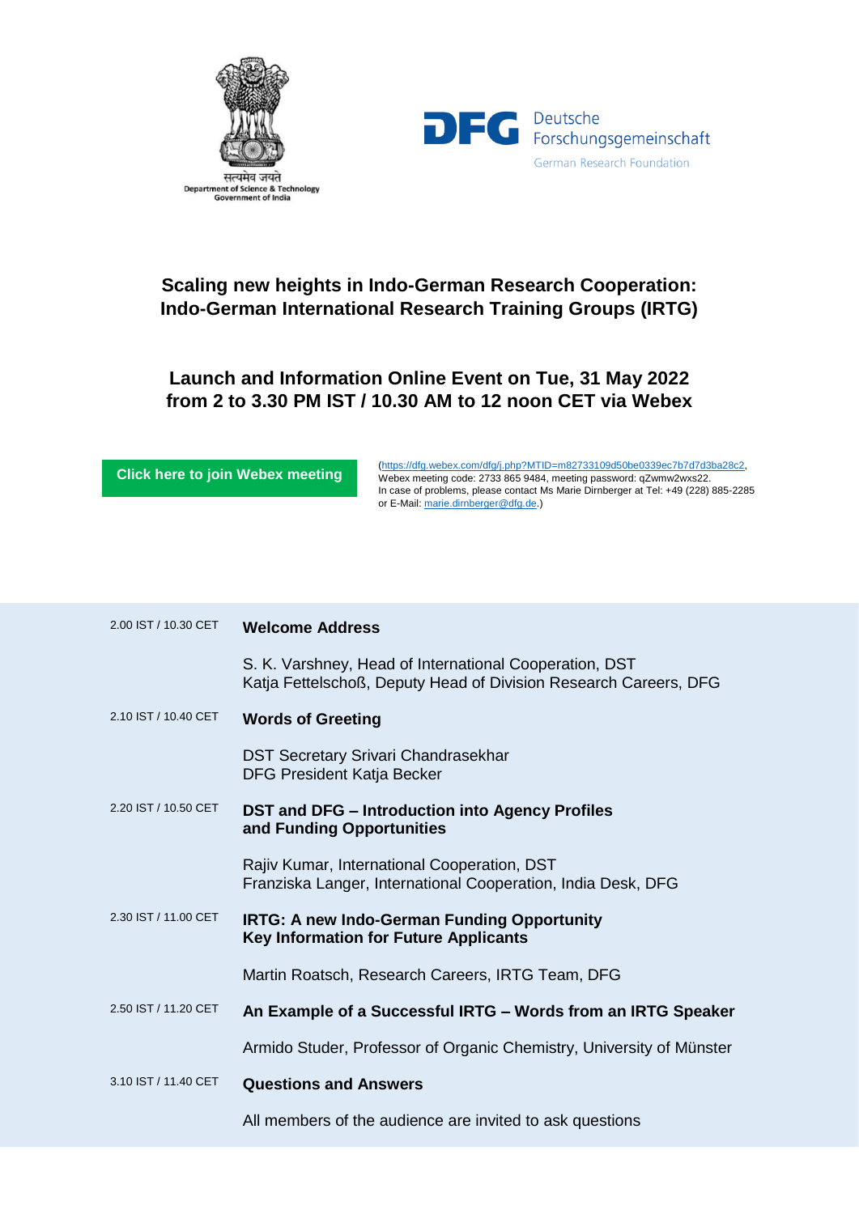सत्यमेव जयते
Department of Science & Technology
Government of India

Deutsche Forschungsgemeinschaft
German Research Foundation

# Scaling new heights in Indo-German Research Cooperation: Indo-German International Research Training Groups (IRTG)

## Launch and Information Online Event on Tue, 31 May 2022 from 2 to 3.30 PM IST / 10.30 AM to 12 noon CET via Webex

**Click here to join Webex meeting**

(https://dfg.webex.com/dfg/j.php?MTID=m82733109d50be0339ec7b7d7d3ba28c2,
Webex meeting code: 2733 865 9484, meeting password: qZwmw2wxs22.
In case of problems, please contact Ms Marie Dirnberger at Tel: +49 (228) 885-2285 or E-Mail: marie.dirnberger@dfg.de.)

| Time | Programme |
|---|---|
| 2.00 IST / 10.30 CET | **Welcome Address**<br>S. K. Varshney, Head of International Cooperation, DST<br>Katja Fettelschoß, Deputy Head of Division Research Careers, DFG |
| 2.10 IST / 10.40 CET | **Words of Greeting**<br>DST Secretary Srivari Chandrasekhar<br>DFG President Katja Becker |
| 2.20 IST / 10.50 CET | **DST and DFG – Introduction into Agency Profiles and Funding Opportunities**<br>Rajiv Kumar, International Cooperation, DST<br>Franziska Langer, International Cooperation, India Desk, DFG |
| 2.30 IST / 11.00 CET | **IRTG: A new Indo-German Funding Opportunity Key Information for Future Applicants**<br>Martin Roatsch, Research Careers, IRTG Team, DFG |
| 2.50 IST / 11.20 CET | **An Example of a Successful IRTG – Words from an IRTG Speaker**<br>Armido Studer, Professor of Organic Chemistry, University of Münster |
| 3.10 IST / 11.40 CET | **Questions and Answers**<br>All members of the audience are invited to ask questions |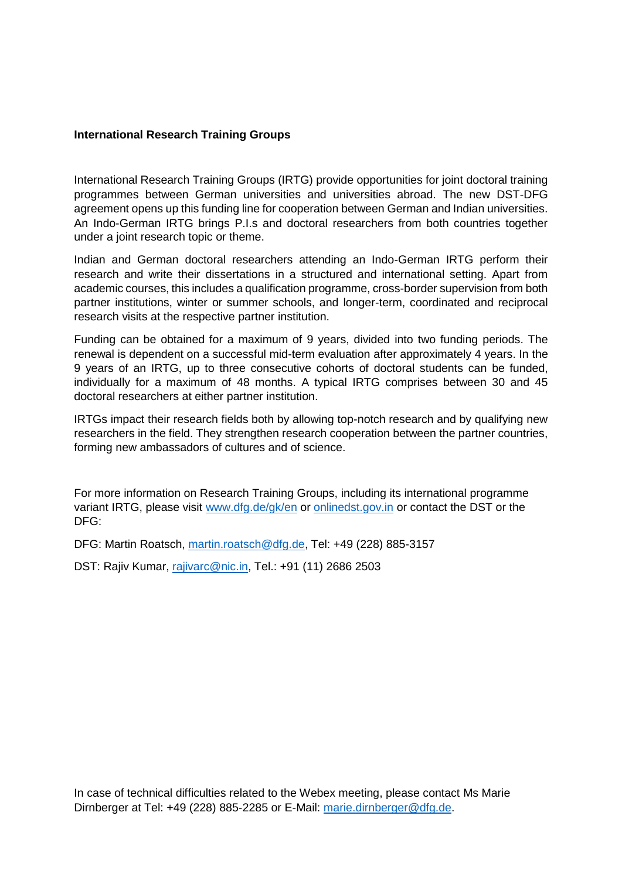**International Research Training Groups**

International Research Training Groups (IRTG) provide opportunities for joint doctoral training programmes between German universities and universities abroad. The new DST-DFG agreement opens up this funding line for cooperation between German and Indian universities. An Indo-German IRTG brings P.I.s and doctoral researchers from both countries together under a joint research topic or theme.

Indian and German doctoral researchers attending an Indo-German IRTG perform their research and write their dissertations in a structured and international setting. Apart from academic courses, this includes a qualification programme, cross-border supervision from both partner institutions, winter or summer schools, and longer-term, coordinated and reciprocal research visits at the respective partner institution.

Funding can be obtained for a maximum of 9 years, divided into two funding periods. The renewal is dependent on a successful mid-term evaluation after approximately 4 years. In the 9 years of an IRTG, up to three consecutive cohorts of doctoral students can be funded, individually for a maximum of 48 months. A typical IRTG comprises between 30 and 45 doctoral researchers at either partner institution.

IRTGs impact their research fields both by allowing top-notch research and by qualifying new researchers in the field. They strengthen research cooperation between the partner countries, forming new ambassadors of cultures and of science.

For more information on Research Training Groups, including its international programme variant IRTG, please visit www.dfg.de/gk/en or onlinedst.gov.in or contact the DST or the DFG:

DFG: Martin Roatsch, martin.roatsch@dfg.de, Tel: +49 (228) 885-3157

DST: Rajiv Kumar, rajivarc@nic.in, Tel.: +91 (11) 2686 2503

In case of technical difficulties related to the Webex meeting, please contact Ms Marie Dirnberger at Tel: +49 (228) 885-2285 or E-Mail: marie.dirnberger@dfg.de.